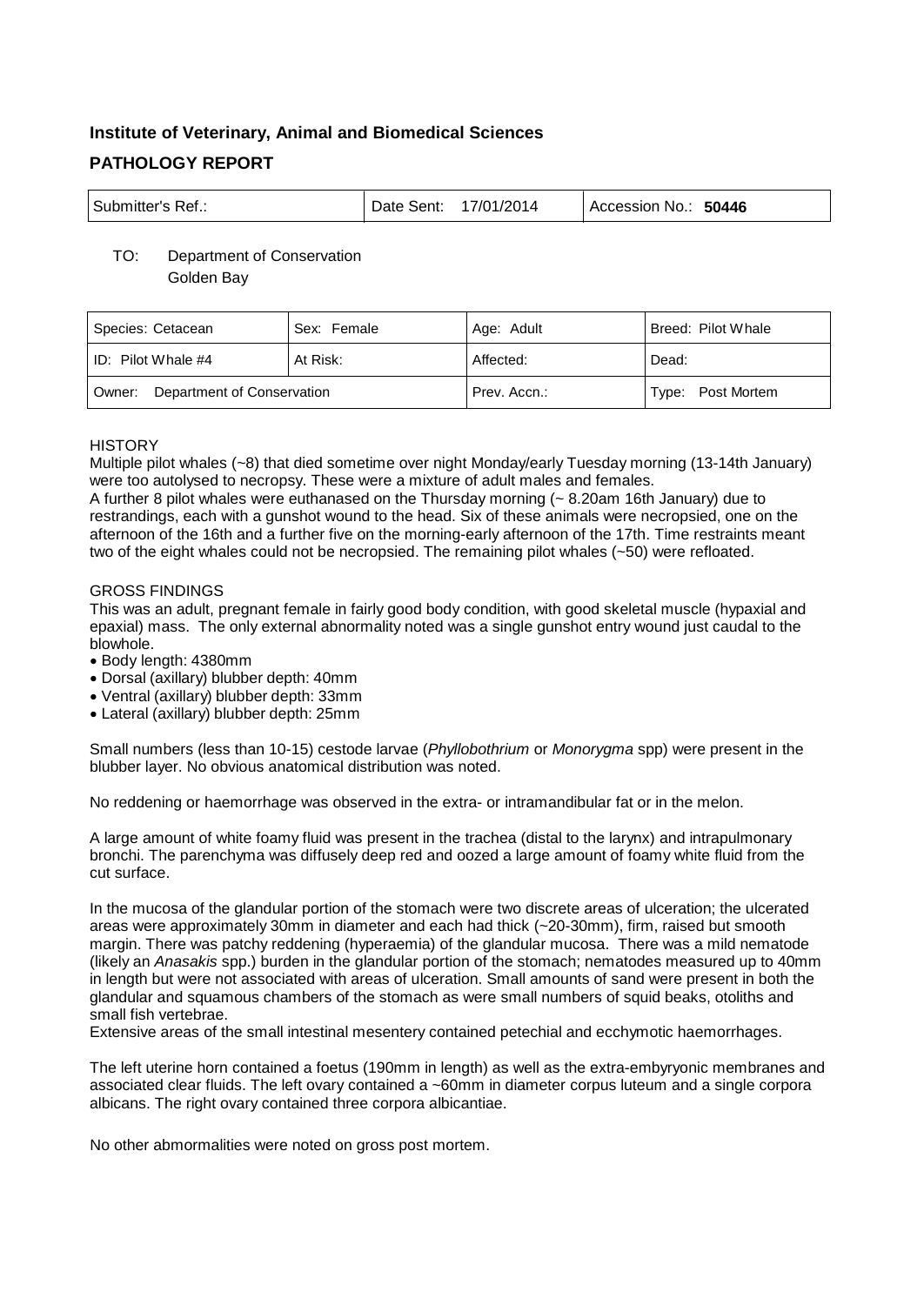**Institute of Veterinary, Animal and Biomedical Sciences**

**PATHOLOGY REPORT**

| Submitter's Ref.: | Date Sent: 17/01/2014 | Accession No.: **50446** |
|---|---|---|

TO: Department of Conservation
Golden Bay

| Species: Cetacean | Sex: Female | Age: Adult | Breed: Pilot Whale |
|---|---|---|---|
| ID: Pilot Whale #4 | At Risk: | Affected: | Dead: |
| Owner: Department of Conservation | | Prev. Accn.: | Type: Post Mortem |

HISTORY

Multiple pilot whales (~8) that died sometime over night Monday/early Tuesday morning (13-14th January) were too autolysed to necropsy. These were a mixture of adult males and females.
A further 8 pilot whales were euthanased on the Thursday morning (~ 8.20am 16th January) due to restrandings, each with a gunshot wound to the head. Six of these animals were necropsied, one on the afternoon of the 16th and a further five on the morning-early afternoon of the 17th. Time restraints meant two of the eight whales could not be necropsied. The remaining pilot whales (~50) were refloated.

GROSS FINDINGS

This was an adult, pregnant female in fairly good body condition, with good skeletal muscle (hypaxial and epaxial) mass. The only external abnormality noted was a single gunshot entry wound just caudal to the blowhole.

- Body length: 4380mm
- Dorsal (axillary) blubber depth: 40mm
- Ventral (axillary) blubber depth: 33mm
- Lateral (axillary) blubber depth: 25mm

Small numbers (less than 10-15) cestode larvae (*Phyllobothrium* or *Monorygma* spp) were present in the blubber layer. No obvious anatomical distribution was noted.

No reddening or haemorrhage was observed in the extra- or intramandibular fat or in the melon.

A large amount of white foamy fluid was present in the trachea (distal to the larynx) and intrapulmonary bronchi. The parenchyma was diffusely deep red and oozed a large amount of foamy white fluid from the cut surface.

In the mucosa of the glandular portion of the stomach were two discrete areas of ulceration; the ulcerated areas were approximately 30mm in diameter and each had thick (~20-30mm), firm, raised but smooth margin. There was patchy reddening (hyperaemia) of the glandular mucosa. There was a mild nematode (likely an *Anasakis* spp.) burden in the glandular portion of the stomach; nematodes measured up to 40mm in length but were not associated with areas of ulceration. Small amounts of sand were present in both the glandular and squamous chambers of the stomach as were small numbers of squid beaks, otoliths and small fish vertebrae.
Extensive areas of the small intestinal mesentery contained petechial and ecchymotic haemorrhages.

The left uterine horn contained a foetus (190mm in length) as well as the extra-embryonic membranes and associated clear fluids. The left ovary contained a ~60mm in diameter corpus luteum and a single corpora albicans. The right ovary contained three corpora albicantiae.

No other abmormalities were noted on gross post mortem.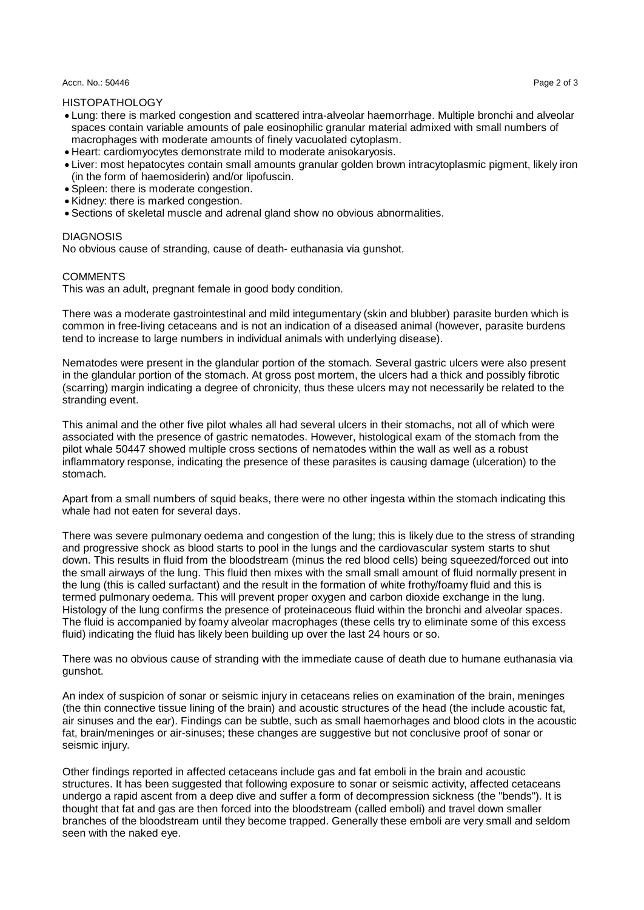## HISTOPATHOLOGY

- Lung: there is marked congestion and scattered intra-alveolar haemorrhage. Multiple bronchi and alveolar spaces contain variable amounts of pale eosinophilic granular material admixed with small numbers of macrophages with moderate amounts of finely vacuolated cytoplasm.
- Heart: cardiomyocytes demonstrate mild to moderate anisokaryosis.
- Liver: most hepatocytes contain small amounts granular golden brown intracytoplasmic pigment, likely iron (in the form of haemosiderin) and/or lipofuscin.
- Spleen: there is moderate congestion.
- Kidney: there is marked congestion.
- Sections of skeletal muscle and adrenal gland show no obvious abnormalities.

## DIAGNOSIS

No obvious cause of stranding, cause of death- euthanasia via gunshot.

## COMMENTS

This was an adult, pregnant female in good body condition.

There was a moderate gastrointestinal and mild integumentary (skin and blubber) parasite burden which is common in free-living cetaceans and is not an indication of a diseased animal (however, parasite burdens tend to increase to large numbers in individual animals with underlying disease).

Nematodes were present in the glandular portion of the stomach. Several gastric ulcers were also present in the glandular portion of the stomach. At gross post mortem, the ulcers had a thick and possibly fibrotic (scarring) margin indicating a degree of chronicity, thus these ulcers may not necessarily be related to the stranding event.

This animal and the other five pilot whales all had several ulcers in their stomachs, not all of which were associated with the presence of gastric nematodes. However, histological exam of the stomach from the pilot whale 50447 showed multiple cross sections of nematodes within the wall as well as a robust inflammatory response, indicating the presence of these parasites is causing damage (ulceration) to the stomach.

Apart from a small numbers of squid beaks, there were no other ingesta within the stomach indicating this whale had not eaten for several days.

There was severe pulmonary oedema and congestion of the lung; this is likely due to the stress of stranding and progressive shock as blood starts to pool in the lungs and the cardiovascular system starts to shut down. This results in fluid from the bloodstream (minus the red blood cells) being squeezed/forced out into the small airways of the lung. This fluid then mixes with the small small amount of fluid normally present in the lung (this is called surfactant) and the result in the formation of white frothy/foamy fluid and this is termed pulmonary oedema. This will prevent proper oxygen and carbon dioxide exchange in the lung. Histology of the lung confirms the presence of proteinaceous fluid within the bronchi and alveolar spaces. The fluid is accompanied by foamy alveolar macrophages (these cells try to eliminate some of this excess fluid) indicating the fluid has likely been building up over the last 24 hours or so.

There was no obvious cause of stranding with the immediate cause of death due to humane euthanasia via gunshot.

An index of suspicion of sonar or seismic injury in cetaceans relies on examination of the brain, meninges (the thin connective tissue lining of the brain) and acoustic structures of the head (the include acoustic fat, air sinuses and the ear). Findings can be subtle, such as small haemorhages and blood clots in the acoustic fat, brain/meninges or air-sinuses; these changes are suggestive but not conclusive proof of sonar or seismic injury.

Other findings reported in affected cetaceans include gas and fat emboli in the brain and acoustic structures. It has been suggested that following exposure to sonar or seismic activity, affected cetaceans undergo a rapid ascent from a deep dive and suffer a form of decompression sickness (the "bends"). It is thought that fat and gas are then forced into the bloodstream (called emboli) and travel down smaller branches of the bloodstream until they become trapped. Generally these emboli are very small and seldom seen with the naked eye.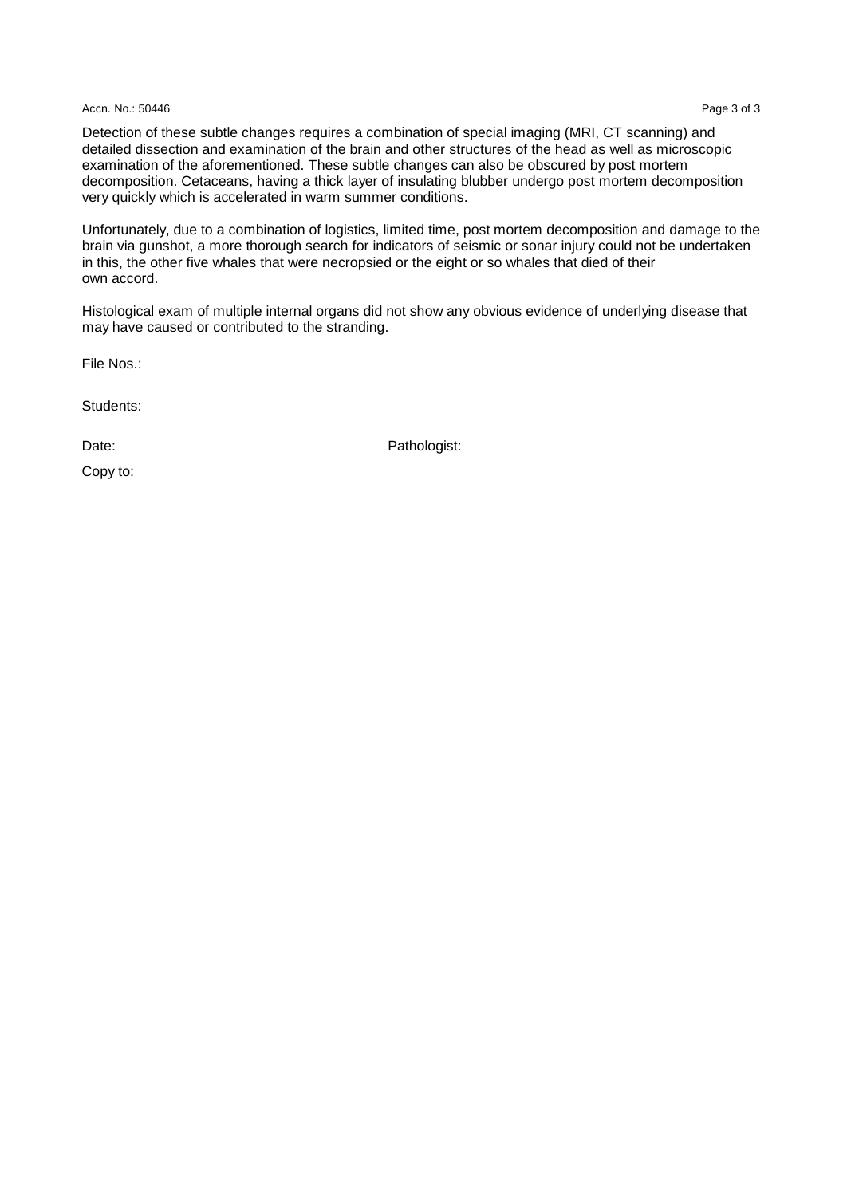Detection of these subtle changes requires a combination of special imaging (MRI, CT scanning) and detailed dissection and examination of the brain and other structures of the head as well as microscopic examination of the aforementioned. These subtle changes can also be obscured by post mortem decomposition. Cetaceans, having a thick layer of insulating blubber undergo post mortem decomposition very quickly which is accelerated in warm summer conditions.

Unfortunately, due to a combination of logistics, limited time, post mortem decomposition and damage to the brain via gunshot, a more thorough search for indicators of seismic or sonar injury could not be undertaken in this, the other five whales that were necropsied or the eight or so whales that died of their own accord.

Histological exam of multiple internal organs did not show any obvious evidence of underlying disease that may have caused or contributed to the stranding.

File Nos.:

Students:

Date: Pathologist:

Copy to: